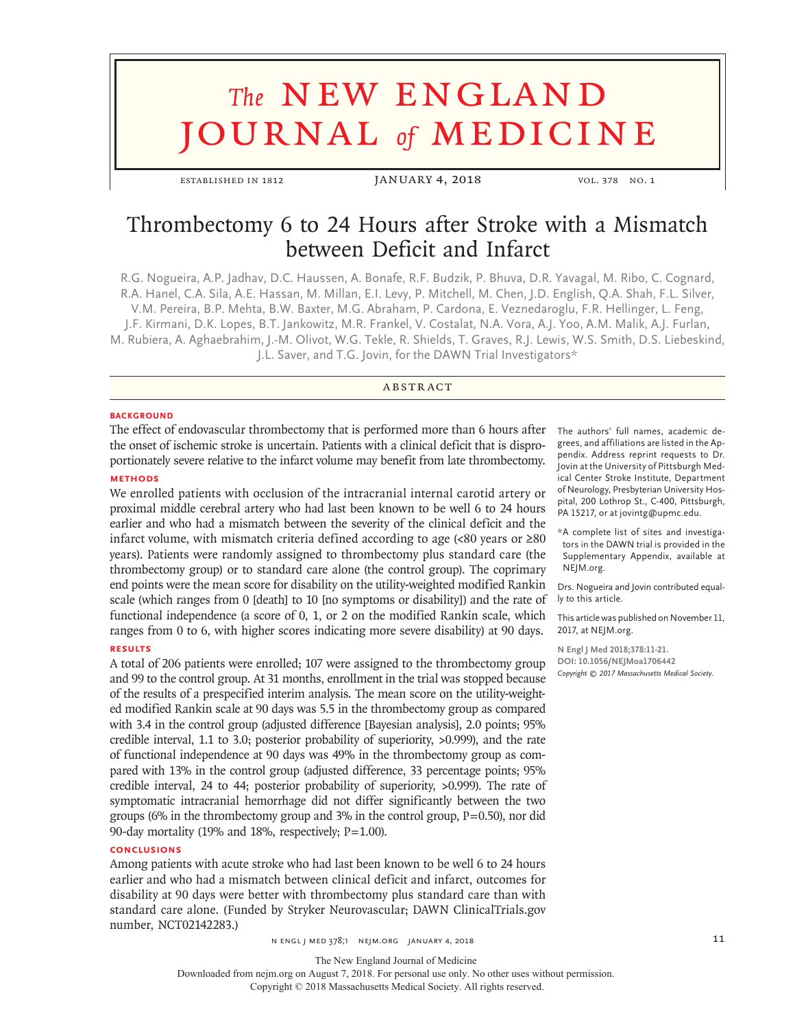# The NEW ENGLAND JOURNAL of MEDICINE

ESTABLISHED IN 1812 — JANUARY 4, 2018 — VOL. 378 NO. 1

## Thrombectomy 6 to 24 Hours after Stroke with a Mismatch between Deficit and Infarct

R.G. Nogueira, A.P. Jadhav, D.C. Haussen, A. Bonafe, R.F. Budzik, P. Bhuva, D.R. Yavagal, M. Ribo, C. Cognard, R.A. Hanel, C.A. Sila, A.E. Hassan, M. Millan, E.I. Levy, P. Mitchell, M. Chen, J.D. English, Q.A. Shah, F.L. Silver, V.M. Pereira, B.P. Mehta, B.W. Baxter, M.G. Abraham, P. Cardona, E. Veznedaroglu, F.R. Hellinger, L. Feng, J.F. Kirmani, D.K. Lopes, B.T. Jankowitz, M.R. Frankel, V. Costalat, N.A. Vora, A.J. Yoo, A.M. Malik, A.J. Furlan, M. Rubiera, A. Aghaebrahim, J.-M. Olivot, W.G. Tekle, R. Shields, T. Graves, R.J. Lewis, W.S. Smith, D.S. Liebeskind, J.L. Saver, and T.G. Jovin, for the DAWN Trial Investigators*

### ABSTRACT

**BACKGROUND**

The effect of endovascular thrombectomy that is performed more than 6 hours after the onset of ischemic stroke is uncertain. Patients with a clinical deficit that is disproportionately severe relative to the infarct volume may benefit from late thrombectomy.

**METHODS**

We enrolled patients with occlusion of the intracranial internal carotid artery or proximal middle cerebral artery who had last been known to be well 6 to 24 hours earlier and who had a mismatch between the severity of the clinical deficit and the infarct volume, with mismatch criteria defined according to age (<80 years or ≥80 years). Patients were randomly assigned to thrombectomy plus standard care (the thrombectomy group) or to standard care alone (the control group). The coprimary end points were the mean score for disability on the utility-weighted modified Rankin scale (which ranges from 0 [death] to 10 [no symptoms or disability]) and the rate of functional independence (a score of 0, 1, or 2 on the modified Rankin scale, which ranges from 0 to 6, with higher scores indicating more severe disability) at 90 days.

**RESULTS**

A total of 206 patients were enrolled; 107 were assigned to the thrombectomy group and 99 to the control group. At 31 months, enrollment in the trial was stopped because of the results of a prespecified interim analysis. The mean score on the utility-weighted modified Rankin scale at 90 days was 5.5 in the thrombectomy group as compared with 3.4 in the control group (adjusted difference [Bayesian analysis], 2.0 points; 95% credible interval, 1.1 to 3.0; posterior probability of superiority, >0.999), and the rate of functional independence at 90 days was 49% in the thrombectomy group as compared with 13% in the control group (adjusted difference, 33 percentage points; 95% credible interval, 24 to 44; posterior probability of superiority, >0.999). The rate of symptomatic intracranial hemorrhage did not differ significantly between the two groups (6% in the thrombectomy group and 3% in the control group, P=0.50), nor did 90-day mortality (19% and 18%, respectively; P=1.00).

**CONCLUSIONS**

Among patients with acute stroke who had last been known to be well 6 to 24 hours earlier and who had a mismatch between clinical deficit and infarct, outcomes for disability at 90 days were better with thrombectomy plus standard care than with standard care alone. (Funded by Stryker Neurovascular; DAWN ClinicalTrials.gov number, NCT02142283.)

The authors' full names, academic degrees, and affiliations are listed in the Appendix. Address reprint requests to Dr. Jovin at the University of Pittsburgh Medical Center Stroke Institute, Department of Neurology, Presbyterian University Hospital, 200 Lothrop St., C-400, Pittsburgh, PA 15217, or at jovintg@upmc.edu.

*A complete list of sites and investigators in the DAWN trial is provided in the Supplementary Appendix, available at NEJM.org.

Drs. Nogueira and Jovin contributed equally to this article.

This article was published on November 11, 2017, at NEJM.org.

N Engl J Med 2018;378:11-21.
DOI: 10.1056/NEJMoa1706442
Copyright © 2017 Massachusetts Medical Society.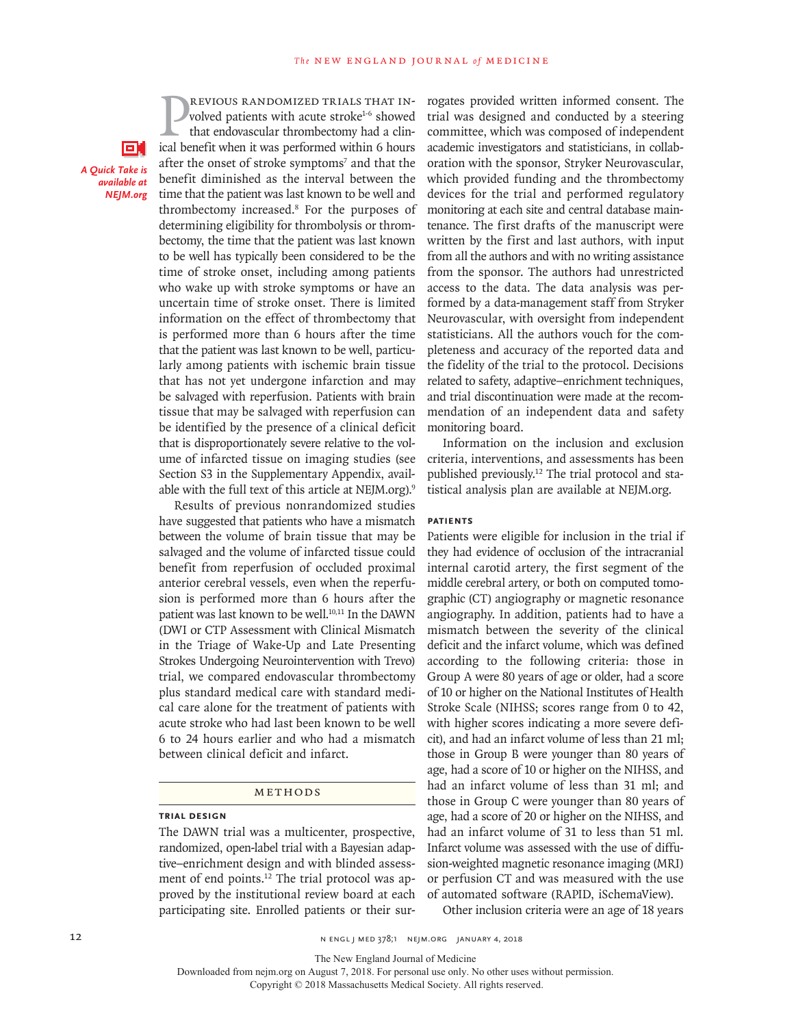Previous randomized trials that involved patients with acute stroke[1-6] showed that endovascular thrombectomy had a clinical benefit when it was performed within 6 hours after the onset of stroke symptoms[7] and that the benefit diminished as the interval between the time that the patient was last known to be well and thrombectomy increased.[8] For the purposes of determining eligibility for thrombolysis or thrombectomy, the time that the patient was last known to be well has typically been considered to be the time of stroke onset, including among patients who wake up with stroke symptoms or have an uncertain time of stroke onset. There is limited information on the effect of thrombectomy that is performed more than 6 hours after the time that the patient was last known to be well, particularly among patients with ischemic brain tissue that has not yet undergone infarction and may be salvaged with reperfusion. Patients with brain tissue that may be salvaged with reperfusion can be identified by the presence of a clinical deficit that is disproportionately severe relative to the volume of infarcted tissue on imaging studies (see Section S3 in the Supplementary Appendix, available with the full text of this article at NEJM.org).[9]

Results of previous nonrandomized studies have suggested that patients who have a mismatch between the volume of brain tissue that may be salvaged and the volume of infarcted tissue could benefit from reperfusion of occluded proximal anterior cerebral vessels, even when the reperfusion is performed more than 6 hours after the patient was last known to be well.[10,11] In the DAWN (DWI or CTP Assessment with Clinical Mismatch in the Triage of Wake-Up and Late Presenting Strokes Undergoing Neurointervention with Trevo) trial, we compared endovascular thrombectomy plus standard medical care with standard medical care alone for the treatment of patients with acute stroke who had last been known to be well 6 to 24 hours earlier and who had a mismatch between clinical deficit and infarct.

## Methods

### Trial Design

The DAWN trial was a multicenter, prospective, randomized, open-label trial with a Bayesian adaptive–enrichment design and with blinded assessment of end points.[12] The trial protocol was approved by the institutional review board at each participating site. Enrolled patients or their surrogates provided written informed consent. The trial was designed and conducted by a steering committee, which was composed of independent academic investigators and statisticians, in collaboration with the sponsor, Stryker Neurovascular, which provided funding and the thrombectomy devices for the trial and performed regulatory monitoring at each site and central database maintenance. The first drafts of the manuscript were written by the first and last authors, with input from all the authors and with no writing assistance from the sponsor. The authors had unrestricted access to the data. The data analysis was performed by a data-management staff from Stryker Neurovascular, with oversight from independent statisticians. All the authors vouch for the completeness and accuracy of the reported data and the fidelity of the trial to the protocol. Decisions related to safety, adaptive–enrichment techniques, and trial discontinuation were made at the recommendation of an independent data and safety monitoring board.

Information on the inclusion and exclusion criteria, interventions, and assessments has been published previously.[12] The trial protocol and statistical analysis plan are available at NEJM.org.

### Patients

Patients were eligible for inclusion in the trial if they had evidence of occlusion of the intracranial internal carotid artery, the first segment of the middle cerebral artery, or both on computed tomographic (CT) angiography or magnetic resonance angiography. In addition, patients had to have a mismatch between the severity of the clinical deficit and the infarct volume, which was defined according to the following criteria: those in Group A were 80 years of age or older, had a score of 10 or higher on the National Institutes of Health Stroke Scale (NIHSS; scores range from 0 to 42, with higher scores indicating a more severe deficit), and had an infarct volume of less than 21 ml; those in Group B were younger than 80 years of age, had a score of 10 or higher on the NIHSS, and had an infarct volume of less than 31 ml; and those in Group C were younger than 80 years of age, had a score of 20 or higher on the NIHSS, and had an infarct volume of 31 to less than 51 ml. Infarct volume was assessed with the use of diffusion-weighted magnetic resonance imaging (MRI) or perfusion CT and was measured with the use of automated software (RAPID, iSchemaView).

Other inclusion criteria were an age of 18 years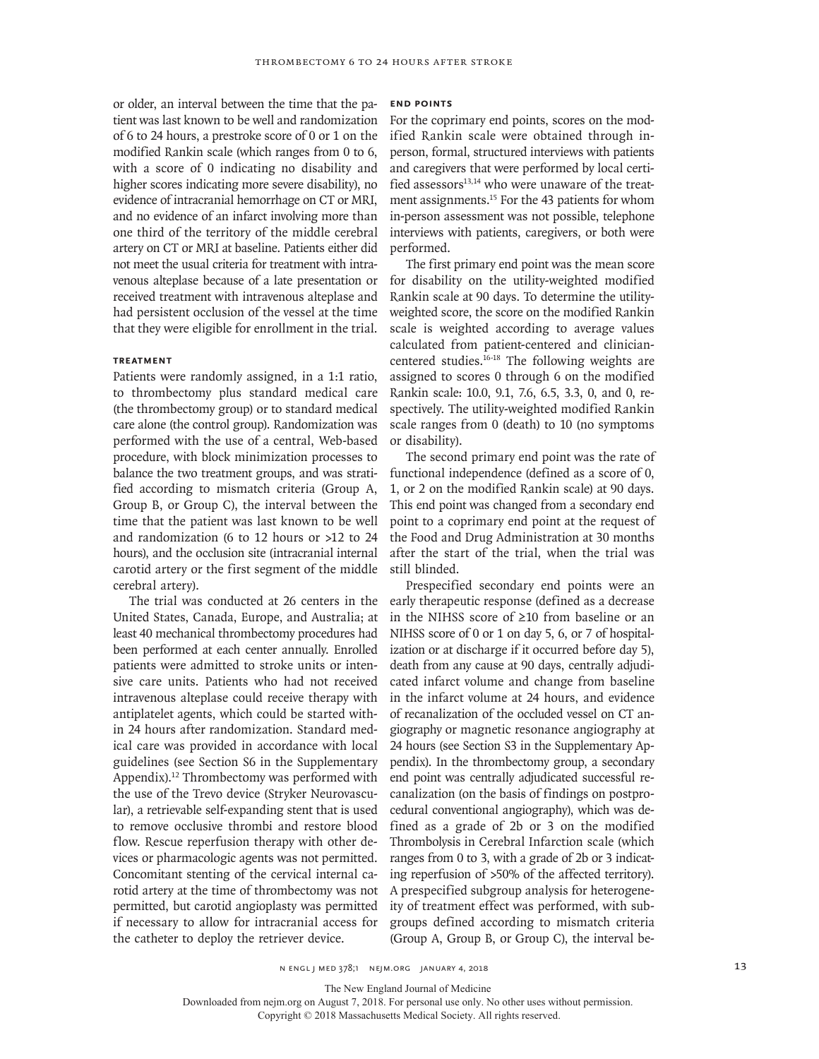or older, an interval between the time that the patient was last known to be well and randomization of 6 to 24 hours, a prestroke score of 0 or 1 on the modified Rankin scale (which ranges from 0 to 6, with a score of 0 indicating no disability and higher scores indicating more severe disability), no evidence of intracranial hemorrhage on CT or MRI, and no evidence of an infarct involving more than one third of the territory of the middle cerebral artery on CT or MRI at baseline. Patients either did not meet the usual criteria for treatment with intravenous alteplase because of a late presentation or received treatment with intravenous alteplase and had persistent occlusion of the vessel at the time that they were eligible for enrollment in the trial.

### Treatment

Patients were randomly assigned, in a 1:1 ratio, to thrombectomy plus standard medical care (the thrombectomy group) or to standard medical care alone (the control group). Randomization was performed with the use of a central, Web-based procedure, with block minimization processes to balance the two treatment groups, and was stratified according to mismatch criteria (Group A, Group B, or Group C), the interval between the time that the patient was last known to be well and randomization (6 to 12 hours or >12 to 24 hours), and the occlusion site (intracranial internal carotid artery or the first segment of the middle cerebral artery).

The trial was conducted at 26 centers in the United States, Canada, Europe, and Australia; at least 40 mechanical thrombectomy procedures had been performed at each center annually. Enrolled patients were admitted to stroke units or intensive care units. Patients who had not received intravenous alteplase could receive therapy with antiplatelet agents, which could be started within 24 hours after randomization. Standard medical care was provided in accordance with local guidelines (see Section S6 in the Supplementary Appendix).[12] Thrombectomy was performed with the use of the Trevo device (Stryker Neurovascular), a retrievable self-expanding stent that is used to remove occlusive thrombi and restore blood flow. Rescue reperfusion therapy with other devices or pharmacologic agents was not permitted. Concomitant stenting of the cervical internal carotid artery at the time of thrombectomy was not permitted, but carotid angioplasty was permitted if necessary to allow for intracranial access for the catheter to deploy the retriever device.

### End Points

For the coprimary end points, scores on the modified Rankin scale were obtained through in-person, formal, structured interviews with patients and caregivers that were performed by local certified assessors[13,14] who were unaware of the treatment assignments.[15] For the 43 patients for whom in-person assessment was not possible, telephone interviews with patients, caregivers, or both were performed.

The first primary end point was the mean score for disability on the utility-weighted modified Rankin scale at 90 days. To determine the utility-weighted score, the score on the modified Rankin scale is weighted according to average values calculated from patient-centered and clinician-centered studies.[16-18] The following weights are assigned to scores 0 through 6 on the modified Rankin scale: 10.0, 9.1, 7.6, 6.5, 3.3, 0, and 0, respectively. The utility-weighted modified Rankin scale ranges from 0 (death) to 10 (no symptoms or disability).

The second primary end point was the rate of functional independence (defined as a score of 0, 1, or 2 on the modified Rankin scale) at 90 days. This end point was changed from a secondary end point to a coprimary end point at the request of the Food and Drug Administration at 30 months after the start of the trial, when the trial was still blinded.

Prespecified secondary end points were an early therapeutic response (defined as a decrease in the NIHSS score of ≥10 from baseline or an NIHSS score of 0 or 1 on day 5, 6, or 7 of hospitalization or at discharge if it occurred before day 5), death from any cause at 90 days, centrally adjudicated infarct volume and change from baseline in the infarct volume at 24 hours, and evidence of recanalization of the occluded vessel on CT angiography or magnetic resonance angiography at 24 hours (see Section S3 in the Supplementary Appendix). In the thrombectomy group, a secondary end point was centrally adjudicated successful recanalization (on the basis of findings on postprocedural conventional angiography), which was defined as a grade of 2b or 3 on the modified Thrombolysis in Cerebral Infarction scale (which ranges from 0 to 3, with a grade of 2b or 3 indicating reperfusion of >50% of the affected territory). A prespecified subgroup analysis for heterogeneity of treatment effect was performed, with subgroups defined according to mismatch criteria (Group A, Group B, or Group C), the interval be-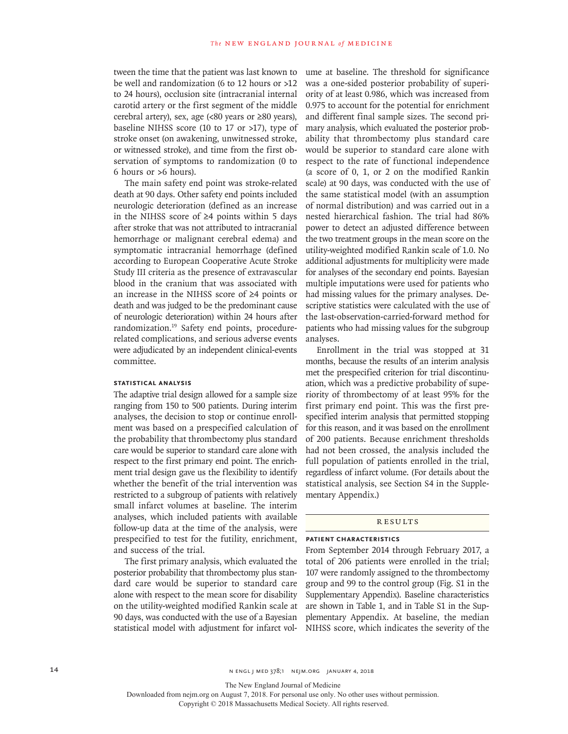tween the time that the patient was last known to be well and randomization (6 to 12 hours or >12 to 24 hours), occlusion site (intracranial internal carotid artery or the first segment of the middle cerebral artery), sex, age (<80 years or ≥80 years), baseline NIHSS score (10 to 17 or >17), type of stroke onset (on awakening, unwitnessed stroke, or witnessed stroke), and time from the first observation of symptoms to randomization (0 to 6 hours or >6 hours).

The main safety end point was stroke-related death at 90 days. Other safety end points included neurologic deterioration (defined as an increase in the NIHSS score of ≥4 points within 5 days after stroke that was not attributed to intracranial hemorrhage or malignant cerebral edema) and symptomatic intracranial hemorrhage (defined according to European Cooperative Acute Stroke Study III criteria as the presence of extravascular blood in the cranium that was associated with an increase in the NIHSS score of ≥4 points or death and was judged to be the predominant cause of neurologic deterioration) within 24 hours after randomization.[19] Safety end points, procedure-related complications, and serious adverse events were adjudicated by an independent clinical-events committee.

### STATISTICAL ANALYSIS

The adaptive trial design allowed for a sample size ranging from 150 to 500 patients. During interim analyses, the decision to stop or continue enrollment was based on a prespecified calculation of the probability that thrombectomy plus standard care would be superior to standard care alone with respect to the first primary end point. The enrichment trial design gave us the flexibility to identify whether the benefit of the trial intervention was restricted to a subgroup of patients with relatively small infarct volumes at baseline. The interim analyses, which included patients with available follow-up data at the time of the analysis, were prespecified to test for the futility, enrichment, and success of the trial.

The first primary analysis, which evaluated the posterior probability that thrombectomy plus standard care would be superior to standard care alone with respect to the mean score for disability on the utility-weighted modified Rankin scale at 90 days, was conducted with the use of a Bayesian statistical model with adjustment for infarct volume at baseline. The threshold for significance was a one-sided posterior probability of superiority of at least 0.986, which was increased from 0.975 to account for the potential for enrichment and different final sample sizes. The second primary analysis, which evaluated the posterior probability that thrombectomy plus standard care would be superior to standard care alone with respect to the rate of functional independence (a score of 0, 1, or 2 on the modified Rankin scale) at 90 days, was conducted with the use of the same statistical model (with an assumption of normal distribution) and was carried out in a nested hierarchical fashion. The trial had 86% power to detect an adjusted difference between the two treatment groups in the mean score on the utility-weighted modified Rankin scale of 1.0. No additional adjustments for multiplicity were made for analyses of the secondary end points. Bayesian multiple imputations were used for patients who had missing values for the primary analyses. Descriptive statistics were calculated with the use of the last-observation-carried-forward method for patients who had missing values for the subgroup analyses.

Enrollment in the trial was stopped at 31 months, because the results of an interim analysis met the prespecified criterion for trial discontinuation, which was a predictive probability of superiority of thrombectomy of at least 95% for the first primary end point. This was the first prespecified interim analysis that permitted stopping for this reason, and it was based on the enrollment of 200 patients. Because enrichment thresholds had not been crossed, the analysis included the full population of patients enrolled in the trial, regardless of infarct volume. (For details about the statistical analysis, see Section S4 in the Supplementary Appendix.)

## RESULTS

### PATIENT CHARACTERISTICS

From September 2014 through February 2017, a total of 206 patients were enrolled in the trial; 107 were randomly assigned to the thrombectomy group and 99 to the control group (Fig. S1 in the Supplementary Appendix). Baseline characteristics are shown in Table 1, and in Table S1 in the Supplementary Appendix. At baseline, the median NIHSS score, which indicates the severity of the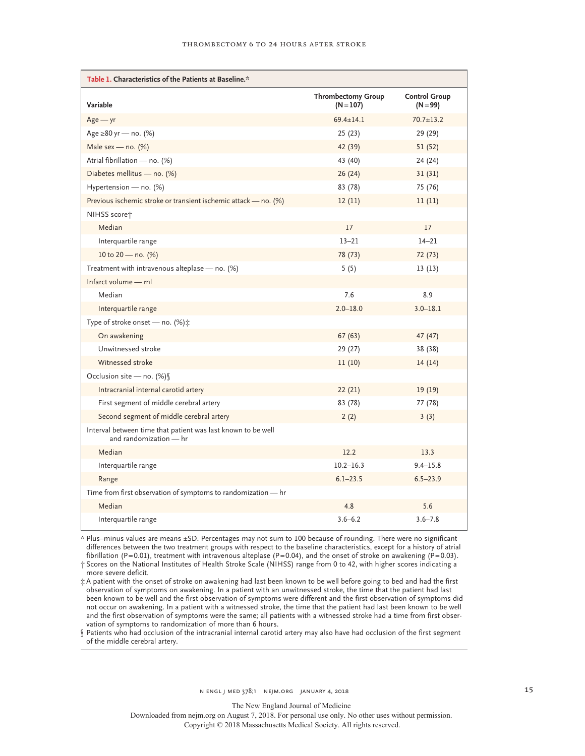**Table 1. Characteristics of the Patients at Baseline.***

| Variable | Thrombectomy Group (N=107) | Control Group (N=99) |
|---|---|---|
| Age — yr | 69.4±14.1 | 70.7±13.2 |
| Age ≥80 yr — no. (%) | 25 (23) | 29 (29) |
| Male sex — no. (%) | 42 (39) | 51 (52) |
| Atrial fibrillation — no. (%) | 43 (40) | 24 (24) |
| Diabetes mellitus — no. (%) | 26 (24) | 31 (31) |
| Hypertension — no. (%) | 83 (78) | 75 (76) |
| Previous ischemic stroke or transient ischemic attack — no. (%) | 12 (11) | 11 (11) |
| NIHSS score† | | |
| Median | 17 | 17 |
| Interquartile range | 13–21 | 14–21 |
| 10 to 20 — no. (%) | 78 (73) | 72 (73) |
| Treatment with intravenous alteplase — no. (%) | 5 (5) | 13 (13) |
| Infarct volume — ml | | |
| Median | 7.6 | 8.9 |
| Interquartile range | 2.0–18.0 | 3.0–18.1 |
| Type of stroke onset — no. (%)‡ | | |
| On awakening | 67 (63) | 47 (47) |
| Unwitnessed stroke | 29 (27) | 38 (38) |
| Witnessed stroke | 11 (10) | 14 (14) |
| Occlusion site — no. (%)§ | | |
| Intracranial internal carotid artery | 22 (21) | 19 (19) |
| First segment of middle cerebral artery | 83 (78) | 77 (78) |
| Second segment of middle cerebral artery | 2 (2) | 3 (3) |
| Interval between time that patient was last known to be well and randomization — hr | | |
| Median | 12.2 | 13.3 |
| Interquartile range | 10.2–16.3 | 9.4–15.8 |
| Range | 6.1–23.5 | 6.5–23.9 |
| Time from first observation of symptoms to randomization — hr | | |
| Median | 4.8 | 5.6 |
| Interquartile range | 3.6–6.2 | 3.6–7.8 |

\* Plus–minus values are means ±SD. Percentages may not sum to 100 because of rounding. There were no significant differences between the two treatment groups with respect to the baseline characteristics, except for a history of atrial fibrillation (P=0.01), treatment with intravenous alteplase (P=0.04), and the onset of stroke on awakening (P=0.03).

† Scores on the National Institutes of Health Stroke Scale (NIHSS) range from 0 to 42, with higher scores indicating a more severe deficit.

‡ A patient with the onset of stroke on awakening had last been known to be well before going to bed and had the first observation of symptoms on awakening. In a patient with an unwitnessed stroke, the time that the patient had last been known to be well and the first observation of symptoms were different and the first observation of symptoms did not occur on awakening. In a patient with a witnessed stroke, the time that the patient had last been known to be well and the first observation of symptoms were the same; all patients with a witnessed stroke had a time from first observation of symptoms to randomization of more than 6 hours.

§ Patients who had occlusion of the intracranial internal carotid artery may also have had occlusion of the first segment of the middle cerebral artery.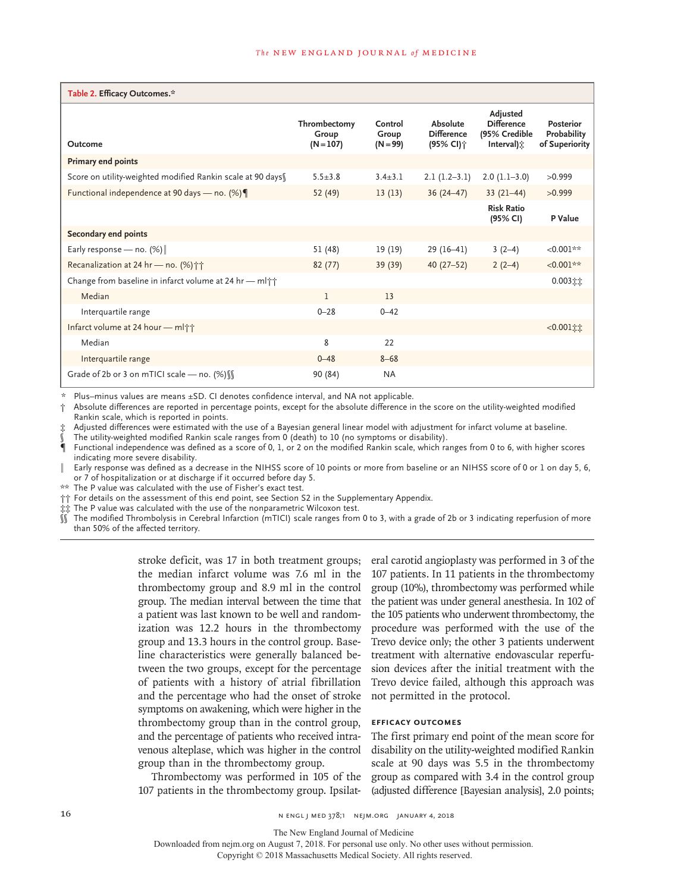**Table 2. Efficacy Outcomes.***

| Outcome | Thrombectomy Group (N=107) | Control Group (N=99) | Absolute Difference (95% CI)† | Adjusted Difference (95% Credible Interval)‡ | Posterior Probability of Superiority |
|---|---|---|---|---|---|
| **Primary end points** | | | | | |
| Score on utility-weighted modified Rankin scale at 90 days§ | 5.5±3.8 | 3.4±3.1 | 2.1 (1.2–3.1) | 2.0 (1.1–3.0) | >0.999 |
| Functional independence at 90 days — no. (%)¶ | 52 (49) | 13 (13) | 36 (24–47) | 33 (21–44) | >0.999 |
| | | | | **Risk Ratio (95% CI)** | **P Value** |
| **Secondary end points** | | | | | |
| Early response — no. (%)‖ | 51 (48) | 19 (19) | 29 (16–41) | 3 (2–4) | <0.001** |
| Recanalization at 24 hr — no. (%)†† | 82 (77) | 39 (39) | 40 (27–52) | 2 (2–4) | <0.001** |
| Change from baseline in infarct volume at 24 hr — ml†† | | | | | 0.003‡‡ |
| Median | 1 | 13 | | | |
| Interquartile range | 0–28 | 0–42 | | | |
| Infarct volume at 24 hour — ml†† | | | | | <0.001‡‡ |
| Median | 8 | 22 | | | |
| Interquartile range | 0–48 | 8–68 | | | |
| Grade of 2b or 3 on mTICI scale — no. (%)§§ | 90 (84) | NA | | | |

\* Plus–minus values are means ±SD. CI denotes confidence interval, and NA not applicable.

† Absolute differences are reported in percentage points, except for the absolute difference in the score on the utility-weighted modified Rankin scale, which is reported in points.

‡ Adjusted differences were estimated with the use of a Bayesian general linear model with adjustment for infarct volume at baseline.

§ The utility-weighted modified Rankin scale ranges from 0 (death) to 10 (no symptoms or disability).

¶ Functional independence was defined as a score of 0, 1, or 2 on the modified Rankin scale, which ranges from 0 to 6, with higher scores indicating more severe disability.

‖ Early response was defined as a decrease in the NIHSS score of 10 points or more from baseline or an NIHSS score of 0 or 1 on day 5, 6, or 7 of hospitalization or at discharge if it occurred before day 5.

** The P value was calculated with the use of Fisher's exact test.

†† For details on the assessment of this end point, see Section S2 in the Supplementary Appendix.

‡‡ The P value was calculated with the use of the nonparametric Wilcoxon test.

§§ The modified Thrombolysis in Cerebral Infarction (mTICI) scale ranges from 0 to 3, with a grade of 2b or 3 indicating reperfusion of more than 50% of the affected territory.

stroke deficit, was 17 in both treatment groups; the median infarct volume was 7.6 ml in the thrombectomy group and 8.9 ml in the control group. The median interval between the time that a patient was last known to be well and randomization was 12.2 hours in the thrombectomy group and 13.3 hours in the control group. Baseline characteristics were generally balanced between the two groups, except for the percentage of patients with a history of atrial fibrillation and the percentage who had the onset of stroke symptoms on awakening, which were higher in the thrombectomy group than in the control group, and the percentage of patients who received intravenous alteplase, which was higher in the control group than in the thrombectomy group.

Thrombectomy was performed in 105 of the 107 patients in the thrombectomy group. Ipsilateral carotid angioplasty was performed in 3 of the 107 patients. In 11 patients in the thrombectomy group (10%), thrombectomy was performed while the patient was under general anesthesia. In 102 of the 105 patients who underwent thrombectomy, the procedure was performed with the use of the Trevo device only; the other 3 patients underwent treatment with alternative endovascular reperfusion devices after the initial treatment with the Trevo device failed, although this approach was not permitted in the protocol.

### EFFICACY OUTCOMES

The first primary end point of the mean score for disability on the utility-weighted modified Rankin scale at 90 days was 5.5 in the thrombectomy group as compared with 3.4 in the control group (adjusted difference [Bayesian analysis], 2.0 points;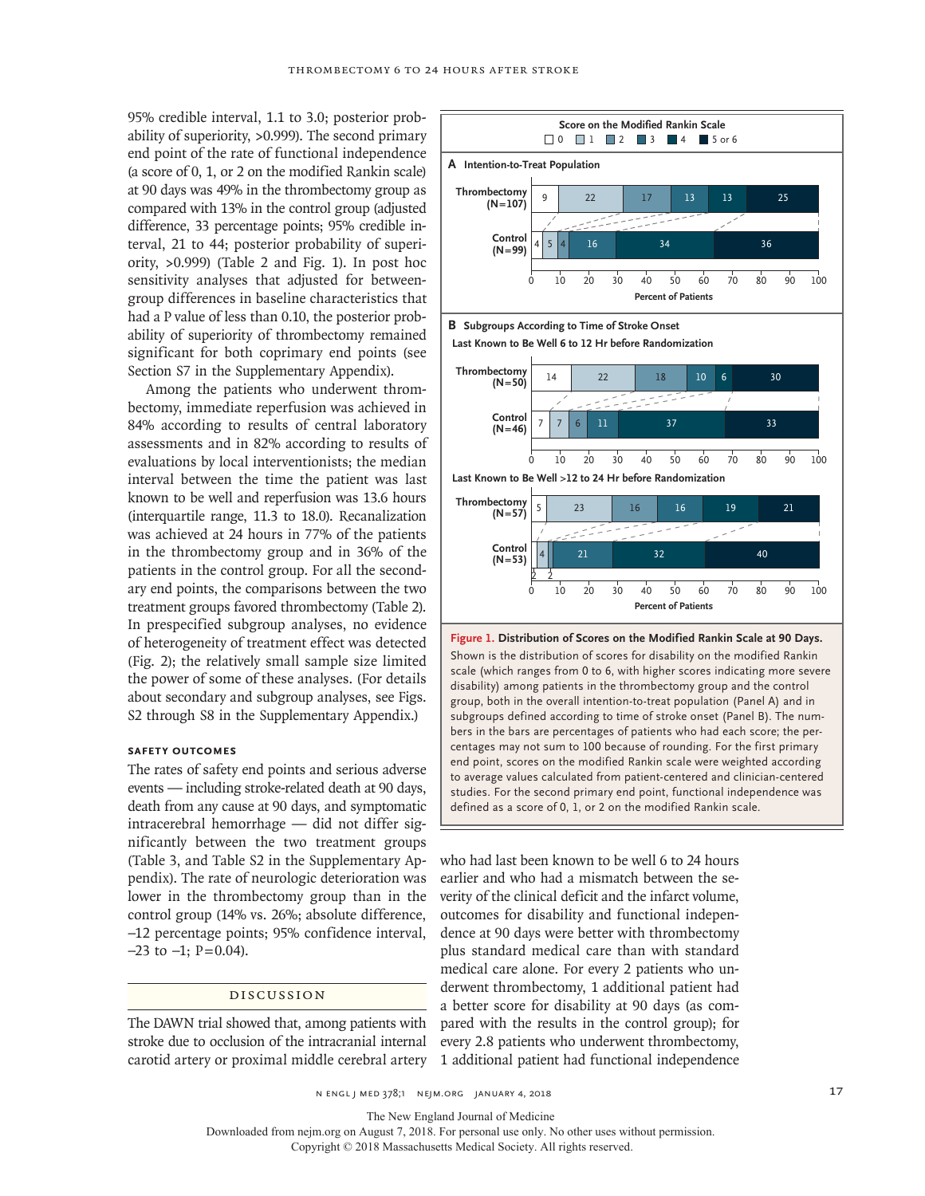95% credible interval, 1.1 to 3.0; posterior probability of superiority, >0.999). The second primary end point of the rate of functional independence (a score of 0, 1, or 2 on the modified Rankin scale) at 90 days was 49% in the thrombectomy group as compared with 13% in the control group (adjusted difference, 33 percentage points; 95% credible interval, 21 to 44; posterior probability of superiority, >0.999) (Table 2 and Fig. 1). In post hoc sensitivity analyses that adjusted for between-group differences in baseline characteristics that had a P value of less than 0.10, the posterior probability of superiority of thrombectomy remained significant for both coprimary end points (see Section S7 in the Supplementary Appendix).

Among the patients who underwent thrombectomy, immediate reperfusion was achieved in 84% according to results of central laboratory assessments and in 82% according to results of evaluations by local interventionists; the median interval between the time the patient was last known to be well and reperfusion was 13.6 hours (interquartile range, 11.3 to 18.0). Recanalization was achieved at 24 hours in 77% of the patients in the thrombectomy group and in 36% of the patients in the control group. For all the secondary end points, the comparisons between the two treatment groups favored thrombectomy (Table 2). In prespecified subgroup analyses, no evidence of heterogeneity of treatment effect was detected (Fig. 2); the relatively small sample size limited the power of some of these analyses. (For details about secondary and subgroup analyses, see Figs. S2 through S8 in the Supplementary Appendix.)

### SAFETY OUTCOMES

The rates of safety end points and serious adverse events — including stroke-related death at 90 days, death from any cause at 90 days, and symptomatic intracerebral hemorrhage — did not differ significantly between the two treatment groups (Table 3, and Table S2 in the Supplementary Appendix). The rate of neurologic deterioration was lower in the thrombectomy group than in the control group (14% vs. 26%; absolute difference, −12 percentage points; 95% confidence interval, −23 to −1; P=0.04).

**Score on the Modified Rankin Scale** (0, 1, 2, 3, 4, 5 or 6)

**A Intention-to-Treat Population**

| Group | 0 | 1 | 2 | 3 | 4 | 5 or 6 |
|---|---|---|---|---|---|---|
| Thrombectomy (N=107) | 9 | 22 | 17 | 13 | 13 | 25 |
| Control (N=99) | 4 | 5 | 4 | 16 | 34 | 36 |

**B Subgroups According to Time of Stroke Onset**

Last Known to Be Well 6 to 12 Hr before Randomization

| Group | 0 | 1 | 2 | 3 | 4 | 5 or 6 |
|---|---|---|---|---|---|---|
| Thrombectomy (N=50) | 14 | 22 | 18 | 10 | 6 | 30 |
| Control (N=46) | 7 | 7 | 6 | 11 | 37 | 33 |

Last Known to Be Well >12 to 24 Hr before Randomization

| Group | 0 | 1 | 2 | 3 | 4 | 5 or 6 |
|---|---|---|---|---|---|---|
| Thrombectomy (N=57) | 5 | 23 | 16 | 16 | 19 | 21 |
| Control (N=53) | 2 | 4 | 2 | 21 | 32 | 40 |

(x-axis: Percent of Patients, 0–100)

**Figure 1. Distribution of Scores on the Modified Rankin Scale at 90 Days.**
Shown is the distribution of scores for disability on the modified Rankin scale (which ranges from 0 to 6, with higher scores indicating more severe disability) among patients in the thrombectomy group and the control group, both in the overall intention-to-treat population (Panel A) and in subgroups defined according to time of stroke onset (Panel B). The numbers in the bars are percentages of patients who had each score; the percentages may not sum to 100 because of rounding. For the first primary end point, scores on the modified Rankin scale were weighted according to average values calculated from patient-centered and clinician-centered studies. For the second primary end point, functional independence was defined as a score of 0, 1, or 2 on the modified Rankin scale.

## DISCUSSION

The DAWN trial showed that, among patients with stroke due to occlusion of the intracranial internal carotid artery or proximal middle cerebral artery who had last been known to be well 6 to 24 hours earlier and who had a mismatch between the severity of the clinical deficit and the infarct volume, outcomes for disability and functional independence at 90 days were better with thrombectomy plus standard medical care than with standard medical care alone. For every 2 patients who underwent thrombectomy, 1 additional patient had a better score for disability at 90 days (as compared with the results in the control group); for every 2.8 patients who underwent thrombectomy, 1 additional patient had functional independence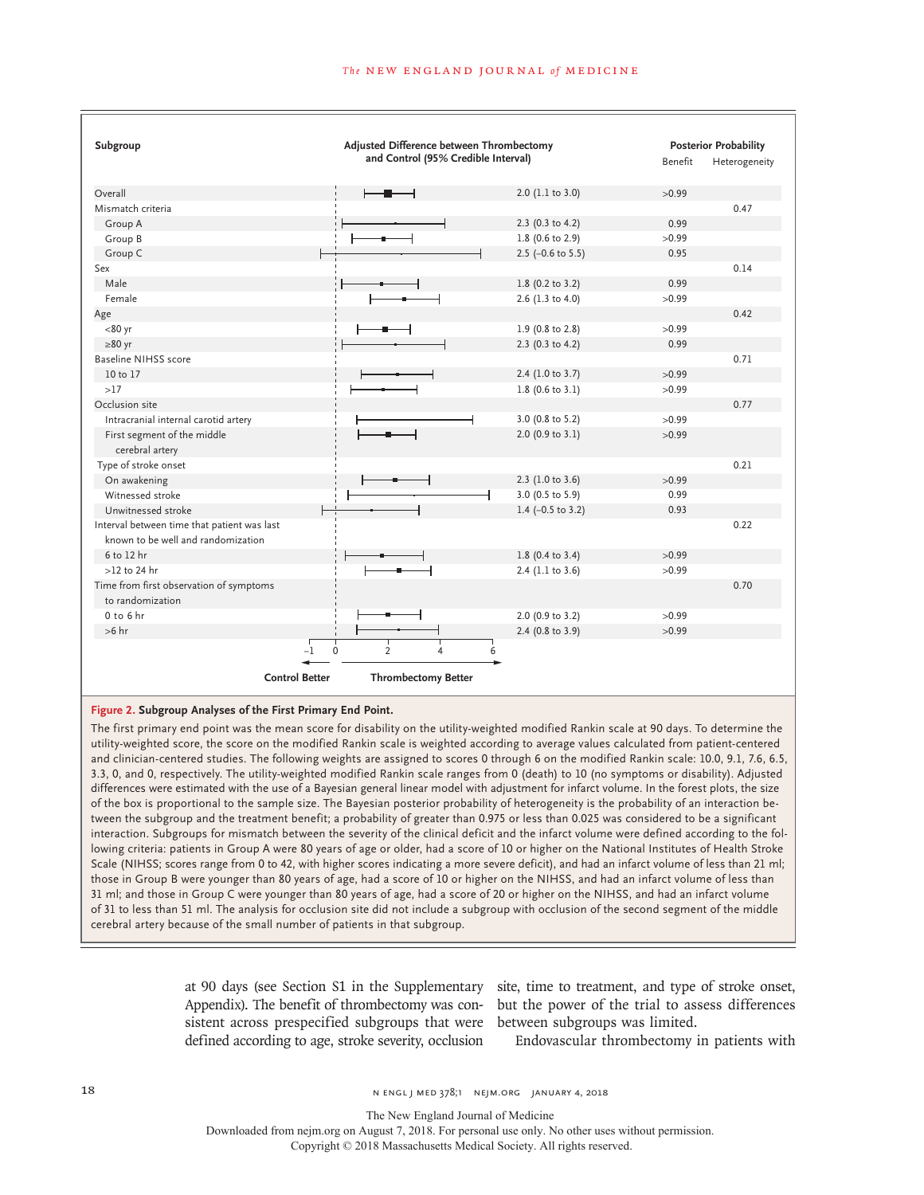| Subgroup | Adjusted Difference between Thrombectomy and Control (95% Credible Interval) | Posterior Probability: Benefit | Posterior Probability: Heterogeneity |
|---|---|---|---|
| Overall | 2.0 (1.1 to 3.0) | >0.99 | |
| Mismatch criteria | | | 0.47 |
| Group A | 2.3 (0.3 to 4.2) | 0.99 | |
| Group B | 1.8 (0.6 to 2.9) | >0.99 | |
| Group C | 2.5 (−0.6 to 5.5) | 0.95 | |
| Sex | | | 0.14 |
| Male | 1.8 (0.2 to 3.2) | 0.99 | |
| Female | 2.6 (1.3 to 4.0) | >0.99 | |
| Age | | | 0.42 |
| <80 yr | 1.9 (0.8 to 2.8) | >0.99 | |
| ≥80 yr | 2.3 (0.3 to 4.2) | 0.99 | |
| Baseline NIHSS score | | | 0.71 |
| 10 to 17 | 2.4 (1.0 to 3.7) | >0.99 | |
| >17 | 1.8 (0.6 to 3.1) | >0.99 | |
| Occlusion site | | | 0.77 |
| Intracranial internal carotid artery | 3.0 (0.8 to 5.2) | >0.99 | |
| First segment of the middle cerebral artery | 2.0 (0.9 to 3.1) | >0.99 | |
| Type of stroke onset | | | 0.21 |
| On awakening | 2.3 (1.0 to 3.6) | >0.99 | |
| Witnessed stroke | 3.0 (0.5 to 5.9) | 0.99 | |
| Unwitnessed stroke | 1.4 (−0.5 to 3.2) | 0.93 | |
| Interval between time that patient was last known to be well and randomization | | | 0.22 |
| 6 to 12 hr | 1.8 (0.4 to 3.4) | >0.99 | |
| >12 to 24 hr | 2.4 (1.1 to 3.6) | >0.99 | |
| Time from first observation of symptoms to randomization | | | 0.70 |
| 0 to 6 hr | 2.0 (0.9 to 3.2) | >0.99 | |
| >6 hr | 2.4 (0.8 to 3.9) | >0.99 | |

Control Better ← → Thrombectomy Better

**Figure 2. Subgroup Analyses of the First Primary End Point.**

The first primary end point was the mean score for disability on the utility-weighted modified Rankin scale at 90 days. To determine the utility-weighted score, the score on the modified Rankin scale is weighted according to average values calculated from patient-centered and clinician-centered studies. The following weights are assigned to scores 0 through 6 on the modified Rankin scale: 10.0, 9.1, 7.6, 6.5, 3.3, 0, and 0, respectively. The utility-weighted modified Rankin scale ranges from 0 (death) to 10 (no symptoms or disability). Adjusted differences were estimated with the use of a Bayesian general linear model with adjustment for infarct volume. In the forest plots, the size of the box is proportional to the sample size. The Bayesian posterior probability of heterogeneity is the probability of an interaction between the subgroup and the treatment benefit; a probability of greater than 0.975 or less than 0.025 was considered to be a significant interaction. Subgroups for mismatch between the severity of the clinical deficit and the infarct volume were defined according to the following criteria: patients in Group A were 80 years of age or older, had a score of 10 or higher on the National Institutes of Health Stroke Scale (NIHSS; scores range from 0 to 42, with higher scores indicating a more severe deficit), and had an infarct volume of less than 21 ml; those in Group B were younger than 80 years of age, had a score of 10 or higher on the NIHSS, and had an infarct volume of less than 31 ml; and those in Group C were younger than 80 years of age, had a score of 20 or higher on the NIHSS, and had an infarct volume of 31 to less than 51 ml. The analysis for occlusion site did not include a subgroup with occlusion of the second segment of the middle cerebral artery because of the small number of patients in that subgroup.

at 90 days (see Section S1 in the Supplementary Appendix). The benefit of thrombectomy was consistent across prespecified subgroups that were defined according to age, stroke severity, occlusion site, time to treatment, and type of stroke onset, but the power of the trial to assess differences between subgroups was limited.

Endovascular thrombectomy in patients with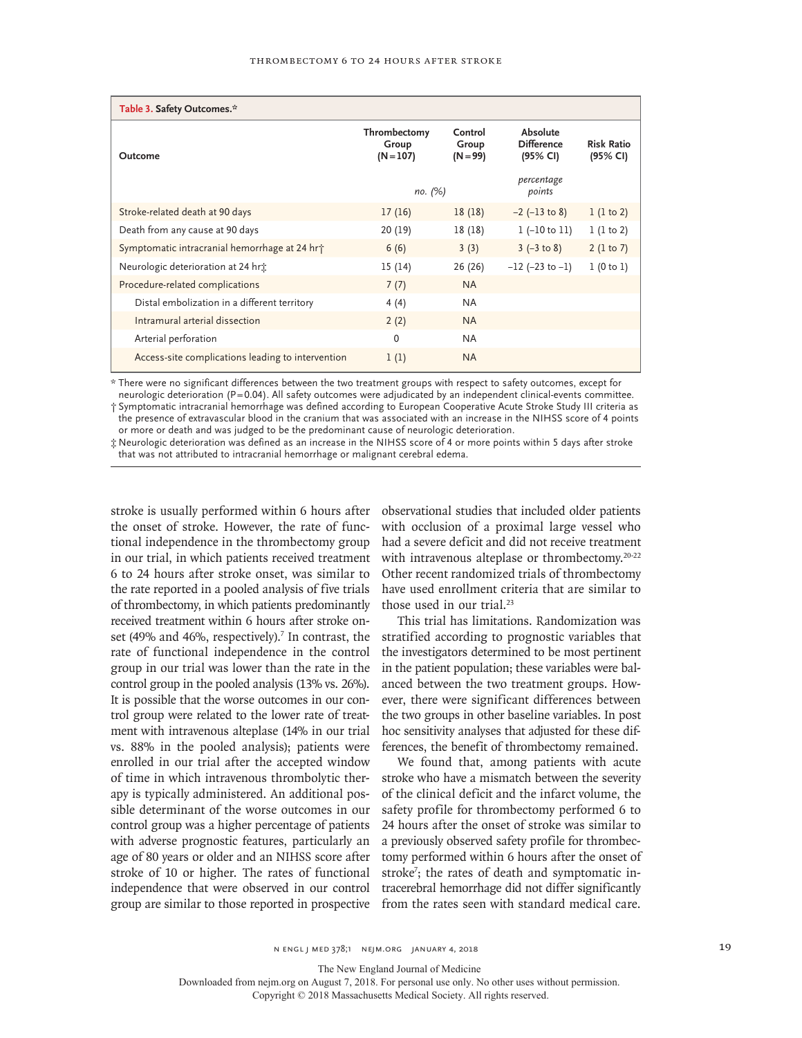**Table 3. Safety Outcomes.***

| Outcome | Thrombectomy Group (N=107) | Control Group (N=99) | Absolute Difference (95% CI) | Risk Ratio (95% CI) |
|---|---|---|---|---|
| | *no. (%)* | | *percentage points* | |
| Stroke-related death at 90 days | 17 (16) | 18 (18) | −2 (−13 to 8) | 1 (1 to 2) |
| Death from any cause at 90 days | 20 (19) | 18 (18) | 1 (−10 to 11) | 1 (1 to 2) |
| Symptomatic intracranial hemorrhage at 24 hr† | 6 (6) | 3 (3) | 3 (−3 to 8) | 2 (1 to 7) |
| Neurologic deterioration at 24 hr‡ | 15 (14) | 26 (26) | −12 (−23 to −1) | 1 (0 to 1) |
| Procedure-related complications | 7 (7) | NA | | |
| Distal embolization in a different territory | 4 (4) | NA | | |
| Intramural arterial dissection | 2 (2) | NA | | |
| Arterial perforation | 0 | NA | | |
| Access-site complications leading to intervention | 1 (1) | NA | | |

\* There were no significant differences between the two treatment groups with respect to safety outcomes, except for neurologic deterioration (P=0.04). All safety outcomes were adjudicated by an independent clinical-events committee.

† Symptomatic intracranial hemorrhage was defined according to European Cooperative Acute Stroke Study III criteria as the presence of extravascular blood in the cranium that was associated with an increase in the NIHSS score of 4 points or more or death and was judged to be the predominant cause of neurologic deterioration.

‡ Neurologic deterioration was defined as an increase in the NIHSS score of 4 or more points within 5 days after stroke that was not attributed to intracranial hemorrhage or malignant cerebral edema.

stroke is usually performed within 6 hours after the onset of stroke. However, the rate of functional independence in the thrombectomy group in our trial, in which patients received treatment 6 to 24 hours after stroke onset, was similar to the rate reported in a pooled analysis of five trials of thrombectomy, in which patients predominantly received treatment within 6 hours after stroke onset (49% and 46%, respectively).[7] In contrast, the rate of functional independence in the control group in our trial was lower than the rate in the control group in the pooled analysis (13% vs. 26%). It is possible that the worse outcomes in our control group were related to the lower rate of treatment with intravenous alteplase (14% in our trial vs. 88% in the pooled analysis); patients were enrolled in our trial after the accepted window of time in which intravenous thrombolytic therapy is typically administered. An additional possible determinant of the worse outcomes in our control group was a higher percentage of patients with adverse prognostic features, particularly an age of 80 years or older and an NIHSS score after stroke of 10 or higher. The rates of functional independence that were observed in our control group are similar to those reported in prospective observational studies that included older patients with occlusion of a proximal large vessel who had a severe deficit and did not receive treatment with intravenous alteplase or thrombectomy.[20-22] Other recent randomized trials of thrombectomy have used enrollment criteria that are similar to those used in our trial.[23]

This trial has limitations. Randomization was stratified according to prognostic variables that the investigators determined to be most pertinent in the patient population; these variables were balanced between the two treatment groups. However, there were significant differences between the two groups in other baseline variables. In post hoc sensitivity analyses that adjusted for these differences, the benefit of thrombectomy remained.

We found that, among patients with acute stroke who have a mismatch between the severity of the clinical deficit and the infarct volume, the safety profile for thrombectomy performed 6 to 24 hours after the onset of stroke was similar to a previously observed safety profile for thrombectomy performed within 6 hours after the onset of stroke[7]; the rates of death and symptomatic intracerebral hemorrhage did not differ significantly from the rates seen with standard medical care.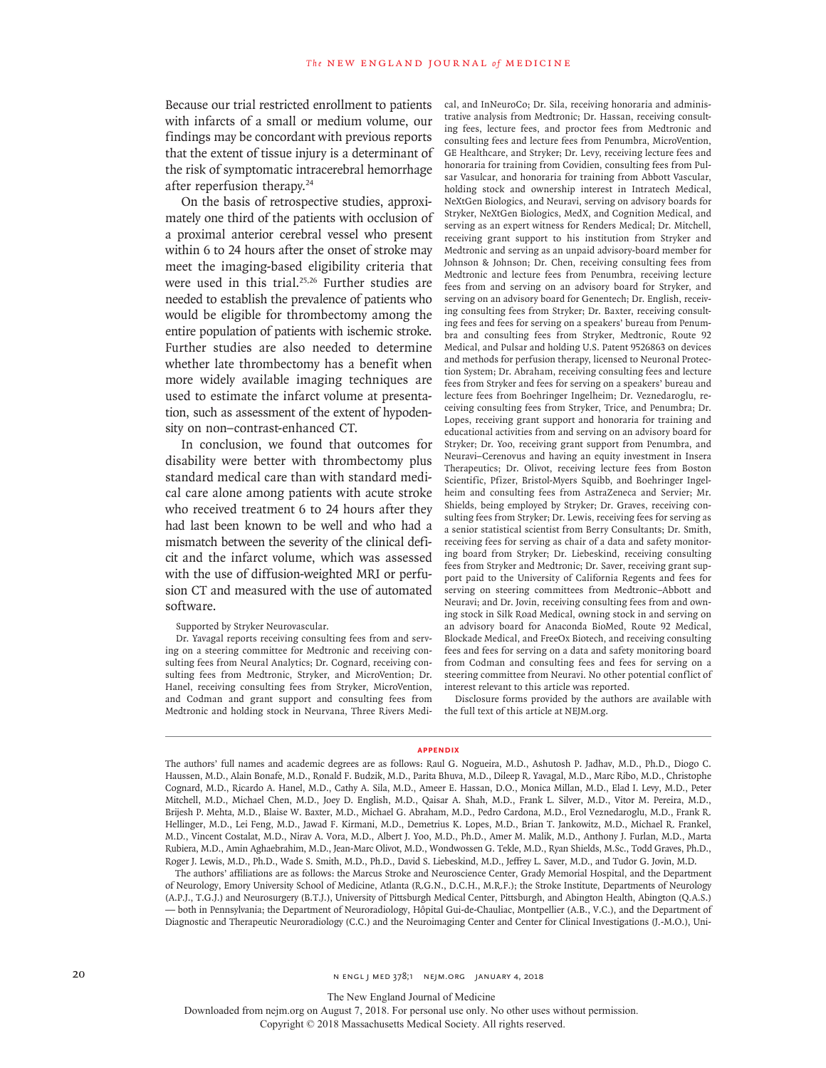Because our trial restricted enrollment to patients with infarcts of a small or medium volume, our findings may be concordant with previous reports that the extent of tissue injury is a determinant of the risk of symptomatic intracerebral hemorrhage after reperfusion therapy.[24]

On the basis of retrospective studies, approximately one third of the patients with occlusion of a proximal anterior cerebral vessel who present within 6 to 24 hours after the onset of stroke may meet the imaging-based eligibility criteria that were used in this trial.[25,26] Further studies are needed to establish the prevalence of patients who would be eligible for thrombectomy among the entire population of patients with ischemic stroke. Further studies are also needed to determine whether late thrombectomy has a benefit when more widely available imaging techniques are used to estimate the infarct volume at presentation, such as assessment of the extent of hypodensity on non–contrast-enhanced CT.

In conclusion, we found that outcomes for disability were better with thrombectomy plus standard medical care than with standard medical care alone among patients with acute stroke who received treatment 6 to 24 hours after they had last been known to be well and who had a mismatch between the severity of the clinical deficit and the infarct volume, which was assessed with the use of diffusion-weighted MRI or perfusion CT and measured with the use of automated software.

Supported by Stryker Neurovascular.

Dr. Yavagal reports receiving consulting fees from and serving on a steering committee for Medtronic and receiving consulting fees from Neural Analytics; Dr. Cognard, receiving consulting fees from Medtronic, Stryker, and MicroVention; Dr. Hanel, receiving consulting fees from Stryker, MicroVention, and Codman and grant support and consulting fees from Medtronic and holding stock in Neurvana, Three Rivers Medical, and InNeuroCo; Dr. Sila, receiving honoraria and administrative analysis from Medtronic; Dr. Hassan, receiving consulting fees, lecture fees, and proctor fees from Medtronic and consulting fees and lecture fees from Penumbra, MicroVention, GE Healthcare, and Stryker; Dr. Levy, receiving lecture fees and honoraria for training from Covidien, consulting fees from Pulsar Vasulcar, and honoraria for training from Abbott Vascular, holding stock and ownership interest in Intratech Medical, NeXtGen Biologics, and Neuravi, serving on advisory boards for Stryker, NeXtGen Biologics, MedX, and Cognition Medical, and serving as an expert witness for Renders Medical; Dr. Mitchell, receiving grant support to his institution from Stryker and Medtronic and serving as an unpaid advisory-board member for Johnson & Johnson; Dr. Chen, receiving consulting fees from Medtronic and lecture fees from Penumbra, receiving lecture fees from and serving on an advisory board for Stryker, and serving on an advisory board for Genentech; Dr. English, receiving consulting fees from Stryker; Dr. Baxter, receiving consulting fees and fees for serving on a speakers' bureau from Penumbra and consulting fees from Stryker, Medtronic, Route 92 Medical, and Pulsar and holding U.S. Patent 9526863 on devices and methods for perfusion therapy, licensed to Neuronal Protection System; Dr. Abraham, receiving consulting fees and lecture fees from Stryker and fees for serving on a speakers' bureau and lecture fees from Boehringer Ingelheim; Dr. Veznedaroglu, receiving consulting fees from Stryker, Trice, and Penumbra; Dr. Lopes, receiving grant support and honoraria for training and educational activities from and serving on an advisory board for Stryker; Dr. Yoo, receiving grant support from Penumbra, and Neuravi–Cerenovus and having an equity investment in Insera Therapeutics; Dr. Olivot, receiving lecture fees from Boston Scientific, Pfizer, Bristol-Myers Squibb, and Boehringer Ingelheim and consulting fees from AstraZeneca and Servier; Mr. Shields, being employed by Stryker; Dr. Graves, receiving consulting fees from Stryker; Dr. Lewis, receiving fees for serving as a senior statistical scientist from Berry Consultants; Dr. Smith, receiving fees for serving as chair of a data and safety monitoring board from Stryker; Dr. Liebeskind, receiving consulting fees from Stryker and Medtronic; Dr. Saver, receiving grant support paid to the University of California Regents and fees for serving on steering committees from Medtronic–Abbott and Neuravi; and Dr. Jovin, receiving consulting fees from and owning stock in Silk Road Medical, owning stock in and serving on an advisory board for Anaconda BioMed, Route 92 Medical, Blockade Medical, and FreeOx Biotech, and receiving consulting fees and fees for serving on a data and safety monitoring board from Codman and consulting fees and fees for serving on a steering committee from Neuravi. No other potential conflict of interest relevant to this article was reported.

Disclosure forms provided by the authors are available with the full text of this article at NEJM.org.

## APPENDIX

The authors' full names and academic degrees are as follows: Raul G. Nogueira, M.D., Ashutosh P. Jadhav, M.D., Ph.D., Diogo C. Haussen, M.D., Alain Bonafe, M.D., Ronald F. Budzik, M.D., Parita Bhuva, M.D., Dileep R. Yavagal, M.D., Marc Ribo, M.D., Christophe Cognard, M.D., Ricardo A. Hanel, M.D., Cathy A. Sila, M.D., Ameer E. Hassan, D.O., Monica Millan, M.D., Elad I. Levy, M.D., Peter Mitchell, M.D., Michael Chen, M.D., Joey D. English, M.D., Qaisar A. Shah, M.D., Frank L. Silver, M.D., Vitor M. Pereira, M.D., Brijesh P. Mehta, M.D., Blaise W. Baxter, M.D., Michael G. Abraham, M.D., Pedro Cardona, M.D., Erol Veznedaroglu, M.D., Frank R. Hellinger, M.D., Lei Feng, M.D., Jawad F. Kirmani, M.D., Demetrius K. Lopes, M.D., Brian T. Jankowitz, M.D., Michael R. Frankel, M.D., Vincent Costalat, M.D., Nirav A. Vora, M.D., Albert J. Yoo, M.D., Ph.D., Amer M. Malik, M.D., Anthony J. Furlan, M.D., Marta Rubiera, M.D., Amin Aghaebrahim, M.D., Jean-Marc Olivot, M.D., Wondwossen G. Tekle, M.D., Ryan Shields, M.Sc., Todd Graves, Ph.D., Roger J. Lewis, M.D., Ph.D., Wade S. Smith, M.D., Ph.D., David S. Liebeskind, M.D., Jeffrey L. Saver, M.D., and Tudor G. Jovin, M.D.

The authors' affiliations are as follows: the Marcus Stroke and Neuroscience Center, Grady Memorial Hospital, and the Department of Neurology, Emory University School of Medicine, Atlanta (R.G.N., D.C.H., M.R.F.); the Stroke Institute, Departments of Neurology (A.P.J., T.G.J.) and Neurosurgery (B.T.J.), University of Pittsburgh Medical Center, Pittsburgh, and Abington Health, Abington (Q.A.S.) — both in Pennsylvania; the Department of Neuroradiology, Hôpital Gui-de-Chauliac, Montpellier (A.B., V.C.), and the Department of Diagnostic and Therapeutic Neuroradiology (C.C.) and the Neuroimaging Center and Center for Clinical Investigations (J.-M.O.), Uni-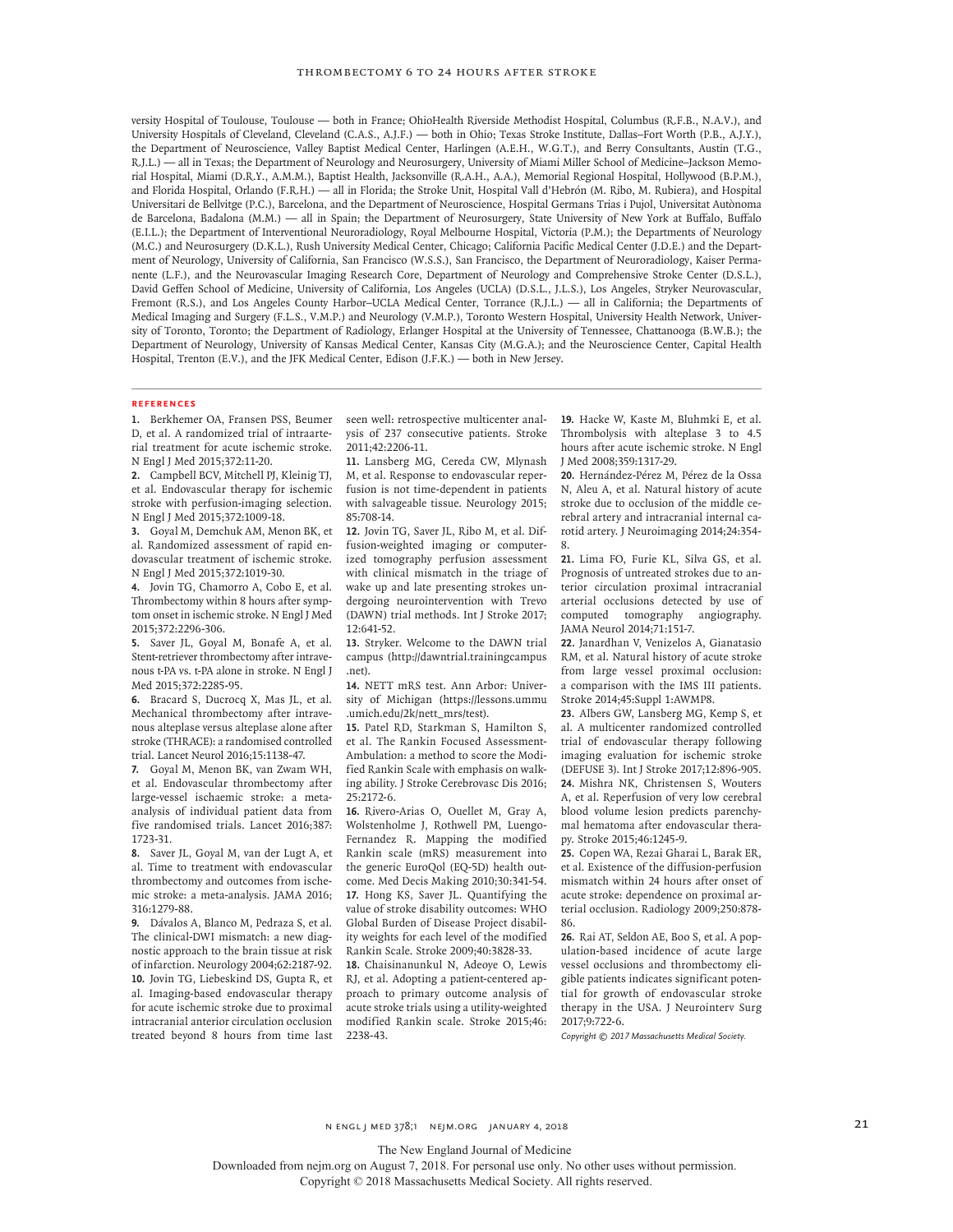versity Hospital of Toulouse, Toulouse — both in France; OhioHealth Riverside Methodist Hospital, Columbus (R.F.B., N.A.V.), and University Hospitals of Cleveland, Cleveland (C.A.S., A.J.F.) — both in Ohio; Texas Stroke Institute, Dallas–Fort Worth (P.B., A.J.Y.), the Department of Neuroscience, Valley Baptist Medical Center, Harlingen (A.E.H., W.G.T.), and Berry Consultants, Austin (T.G., R.J.L.) — all in Texas; the Department of Neurology and Neurosurgery, University of Miami Miller School of Medicine–Jackson Memorial Hospital, Miami (D.R.Y., A.M.M.), Baptist Health, Jacksonville (R.A.H., A.A.), Memorial Regional Hospital, Hollywood (B.P.M.), and Florida Hospital, Orlando (F.R.H.) — all in Florida; the Stroke Unit, Hospital Vall d'Hebrón (M. Ribo, M. Rubiera), and Hospital Universitari de Bellvitge (P.C.), Barcelona, and the Department of Neuroscience, Hospital Germans Trias i Pujol, Universitat Autònoma de Barcelona, Badalona (M.M.) — all in Spain; the Department of Neurosurgery, State University of New York at Buffalo, Buffalo (E.I.L.); the Department of Interventional Neuroradiology, Royal Melbourne Hospital, Victoria (P.M.); the Departments of Neurology (M.C.) and Neurosurgery (D.K.L.), Rush University Medical Center, Chicago; California Pacific Medical Center (J.D.E.) and the Department of Neurology, University of California, San Francisco (W.S.S.), San Francisco, the Department of Neuroradiology, Kaiser Permanente (L.F.), and the Neurovascular Imaging Research Core, Department of Neurology and Comprehensive Stroke Center (D.S.L.), David Geffen School of Medicine, University of California, Los Angeles (UCLA) (D.S.L., J.L.S.), Los Angeles, Stryker Neurovascular, Fremont (R.S.), and Los Angeles County Harbor–UCLA Medical Center, Torrance (R.J.L.) — all in California; the Departments of Medical Imaging and Surgery (F.L.S., V.M.P.) and Neurology (V.M.P.), Toronto Western Hospital, University Health Network, University of Toronto, Toronto; the Department of Radiology, Erlanger Hospital at the University of Tennessee, Chattanooga (B.W.B.); the Department of Neurology, University of Kansas Medical Center, Kansas City (M.G.A.); and the Neuroscience Center, Capital Health Hospital, Trenton (E.V.), and the JFK Medical Center, Edison (J.F.K.) — both in New Jersey.

## References

1. Berkhemer OA, Fransen PSS, Beumer D, et al. A randomized trial of intraarterial treatment for acute ischemic stroke. N Engl J Med 2015;372:11-20.
2. Campbell BCV, Mitchell PJ, Kleinig TJ, et al. Endovascular therapy for ischemic stroke with perfusion-imaging selection. N Engl J Med 2015;372:1009-18.
3. Goyal M, Demchuk AM, Menon BK, et al. Randomized assessment of rapid endovascular treatment of ischemic stroke. N Engl J Med 2015;372:1019-30.
4. Jovin TG, Chamorro A, Cobo E, et al. Thrombectomy within 8 hours after symptom onset in ischemic stroke. N Engl J Med 2015;372:2296-306.
5. Saver JL, Goyal M, Bonafe A, et al. Stent-retriever thrombectomy after intravenous t-PA vs. t-PA alone in stroke. N Engl J Med 2015;372:2285-95.
6. Bracard S, Ducrocq X, Mas JL, et al. Mechanical thrombectomy after intravenous alteplase versus alteplase alone after stroke (THRACE): a randomised controlled trial. Lancet Neurol 2016;15:1138-47.
7. Goyal M, Menon BK, van Zwam WH, et al. Endovascular thrombectomy after large-vessel ischaemic stroke: a meta-analysis of individual patient data from five randomised trials. Lancet 2016;387:1723-31.
8. Saver JL, Goyal M, van der Lugt A, et al. Time to treatment with endovascular thrombectomy and outcomes from ischemic stroke: a meta-analysis. JAMA 2016;316:1279-88.
9. Dávalos A, Blanco M, Pedraza S, et al. The clinical-DWI mismatch: a new diagnostic approach to the brain tissue at risk of infarction. Neurology 2004;62:2187-92.
10. Jovin TG, Liebeskind DS, Gupta R, et al. Imaging-based endovascular therapy for acute ischemic stroke due to proximal intracranial anterior circulation occlusion treated beyond 8 hours from time last seen well: retrospective multicenter analysis of 237 consecutive patients. Stroke 2011;42:2206-11.
11. Lansberg MG, Cereda CW, Mlynash M, et al. Response to endovascular reperfusion is not time-dependent in patients with salvageable tissue. Neurology 2015;85:708-14.
12. Jovin TG, Saver JL, Ribo M, et al. Diffusion-weighted imaging or computerized tomography perfusion assessment with clinical mismatch in the triage of wake up and late presenting strokes undergoing neurointervention with Trevo (DAWN) trial methods. Int J Stroke 2017;12:641-52.
13. Stryker. Welcome to the DAWN trial campus (http://dawntrial.trainingcampus.net).
14. NETT mRS test. Ann Arbor: University of Michigan (https://lessons.ummu.umich.edu/2k/nett_mrs/test).
15. Patel RD, Starkman S, Hamilton S, et al. The Rankin Focused Assessment-Ambulation: a method to score the Modified Rankin Scale with emphasis on walking ability. J Stroke Cerebrovasc Dis 2016;25:2172-6.
16. Rivero-Arias O, Ouellet M, Gray A, Wolstenholme J, Rothwell PM, Luengo-Fernandez R. Mapping the modified Rankin scale (mRS) measurement into the generic EuroQol (EQ-5D) health outcome. Med Decis Making 2010;30:341-54.
17. Hong KS, Saver JL. Quantifying the value of stroke disability outcomes: WHO Global Burden of Disease Project disability weights for each level of the modified Rankin Scale. Stroke 2009;40:3828-33.
18. Chaisinanunkul N, Adeoye O, Lewis RJ, et al. Adopting a patient-centered approach to primary outcome analysis of acute stroke trials using a utility-weighted modified Rankin scale. Stroke 2015;46:2238-43.
19. Hacke W, Kaste M, Bluhmki E, et al. Thrombolysis with alteplase 3 to 4.5 hours after acute ischemic stroke. N Engl J Med 2008;359:1317-29.
20. Hernández-Pérez M, Pérez de la Ossa N, Aleu A, et al. Natural history of acute stroke due to occlusion of the middle cerebral artery and intracranial internal carotid artery. J Neuroimaging 2014;24:354-8.
21. Lima FO, Furie KL, Silva GS, et al. Prognosis of untreated strokes due to anterior circulation proximal intracranial arterial occlusions detected by use of computed tomography angiography. JAMA Neurol 2014;71:151-7.
22. Janardhan V, Venizelos A, Gianatasio RM, et al. Natural history of acute stroke from large vessel proximal occlusion: a comparison with the IMS III patients. Stroke 2014;45:Suppl 1:AWMP8.
23. Albers GW, Lansberg MG, Kemp S, et al. A multicenter randomized controlled trial of endovascular therapy following imaging evaluation for ischemic stroke (DEFUSE 3). Int J Stroke 2017;12:896-905.
24. Mishra NK, Christensen S, Wouters A, et al. Reperfusion of very low cerebral blood volume lesion predicts parenchymal hematoma after endovascular therapy. Stroke 2015;46:1245-9.
25. Copen WA, Rezai Gharai L, Barak ER, et al. Existence of the diffusion-perfusion mismatch within 24 hours after onset of acute stroke: dependence on proximal arterial occlusion. Radiology 2009;250:878-86.
26. Rai AT, Seldon AE, Boo S, et al. A population-based incidence of acute large vessel occlusions and thrombectomy eligible patients indicates significant potential for growth of endovascular stroke therapy in the USA. J Neurointerv Surg 2017;9:722-6.

*Copyright © 2017 Massachusetts Medical Society.*